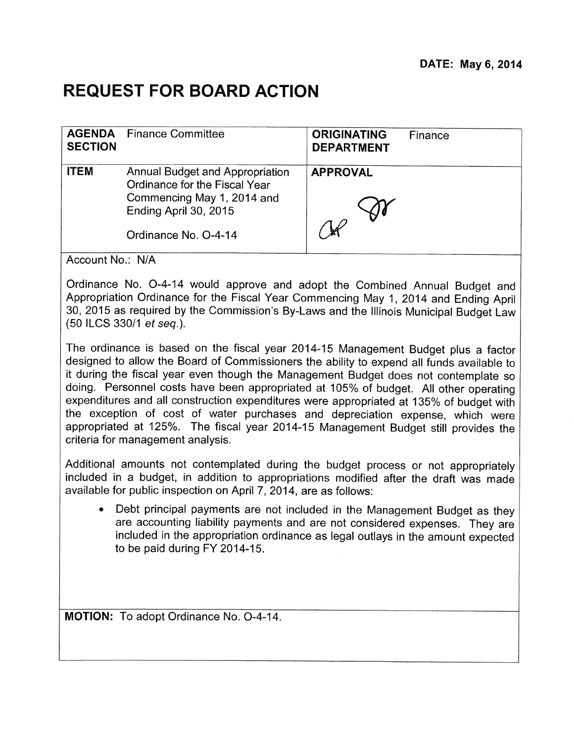**DATE: May 6, 2014**

# REQUEST FOR BOARD ACTION

| **AGENDA SECTION** | Finance Committee | **ORIGINATING DEPARTMENT** | Finance |
|---|---|---|---|
| **ITEM** | Annual Budget and Appropriation Ordinance for the Fiscal Year Commencing May 1, 2014 and Ending April 30, 2015<br><br>Ordinance No. O-4-14 | **APPROVAL** | |

Account No.: N/A

Ordinance No. O-4-14 would approve and adopt the Combined Annual Budget and Appropriation Ordinance for the Fiscal Year Commencing May 1, 2014 and Ending April 30, 2015 as required by the Commission's By-Laws and the Illinois Municipal Budget Law (50 ILCS 330/1 *et seq.*).

The ordinance is based on the fiscal year 2014-15 Management Budget plus a factor designed to allow the Board of Commissioners the ability to expend all funds available to it during the fiscal year even though the Management Budget does not contemplate so doing. Personnel costs have been appropriated at 105% of budget. All other operating expenditures and all construction expenditures were appropriated at 135% of budget with the exception of cost of water purchases and depreciation expense, which were appropriated at 125%. The fiscal year 2014-15 Management Budget still provides the criteria for management analysis.

Additional amounts not contemplated during the budget process or not appropriately included in a budget, in addition to appropriations modified after the draft was made available for public inspection on April 7, 2014, are as follows:

- Debt principal payments are not included in the Management Budget as they are accounting liability payments and are not considered expenses. They are included in the appropriation ordinance as legal outlays in the amount expected to be paid during FY 2014-15.

**MOTION:** To adopt Ordinance No. O-4-14.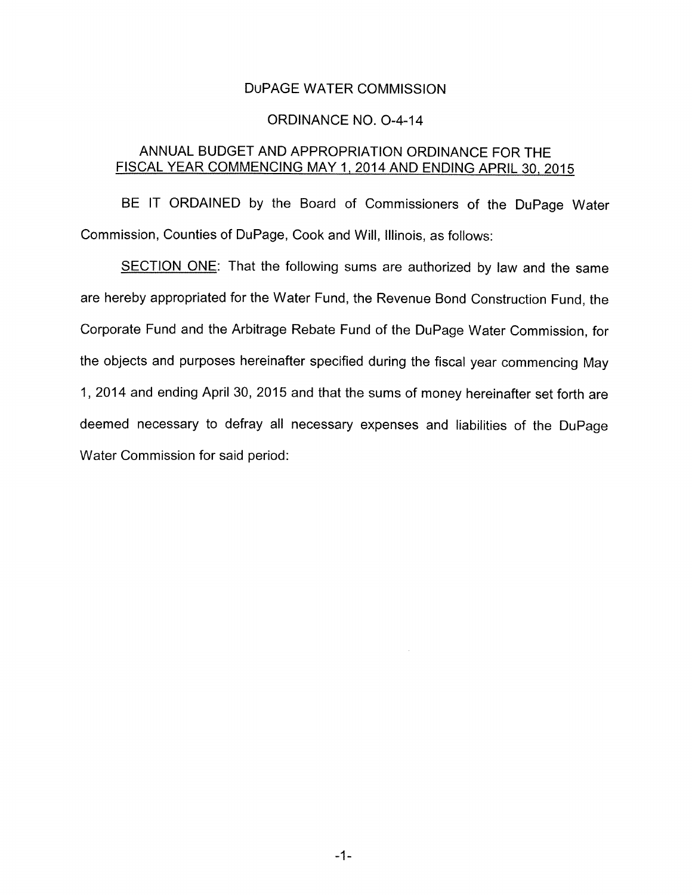DUPAGE WATER COMMISSION

ORDINANCE NO. O-4-14

ANNUAL BUDGET AND APPROPRIATION ORDINANCE FOR THE FISCAL YEAR COMMENCING MAY 1, 2014 AND ENDING APRIL 30, 2015

BE IT ORDAINED by the Board of Commissioners of the DuPage Water Commission, Counties of DuPage, Cook and Will, Illinois, as follows:

SECTION ONE: That the following sums are authorized by law and the same are hereby appropriated for the Water Fund, the Revenue Bond Construction Fund, the Corporate Fund and the Arbitrage Rebate Fund of the DuPage Water Commission, for the objects and purposes hereinafter specified during the fiscal year commencing May 1, 2014 and ending April 30, 2015 and that the sums of money hereinafter set forth are deemed necessary to defray all necessary expenses and liabilities of the DuPage Water Commission for said period: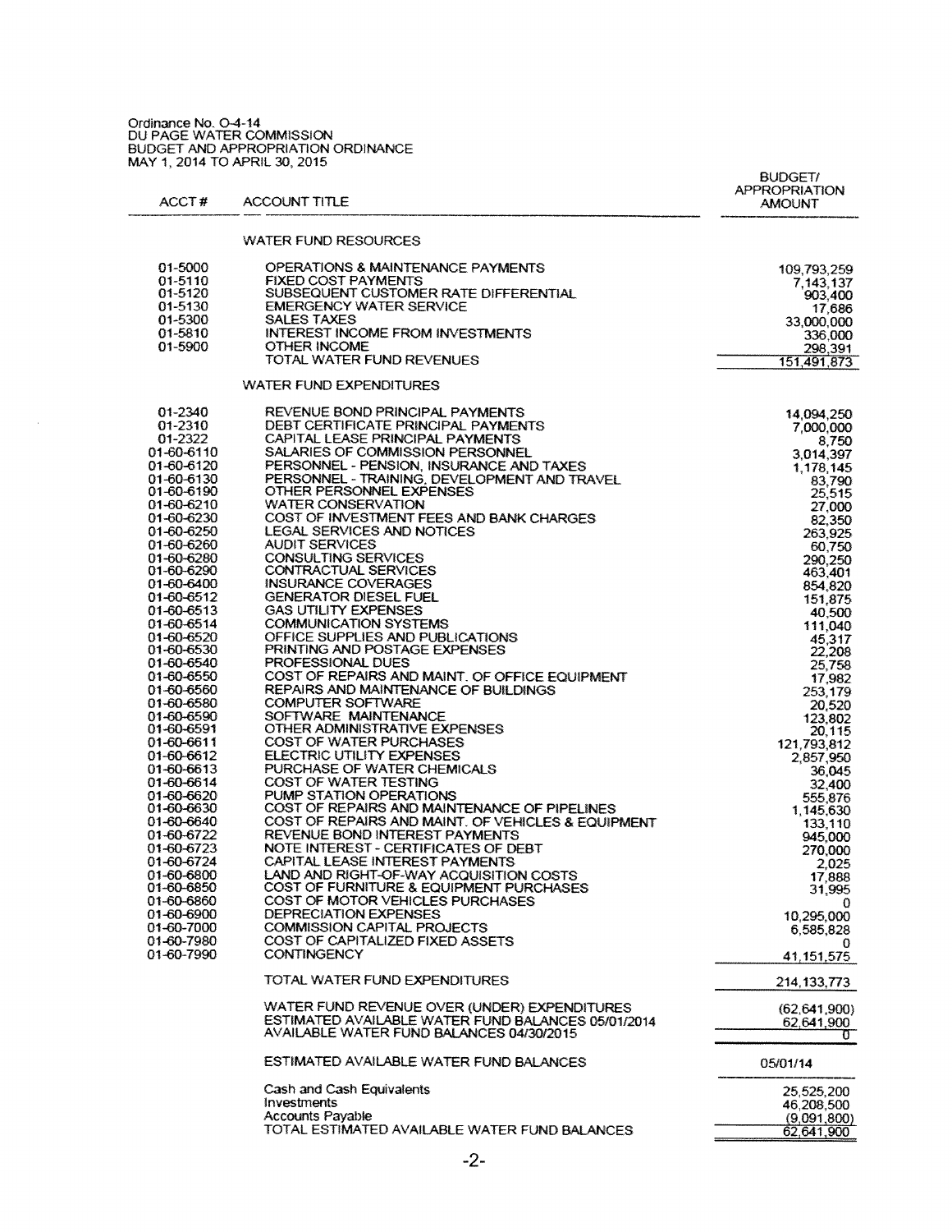Ordinance No. O-4-14
DU PAGE WATER COMMISSION
BUDGET AND APPROPRIATION ORDINANCE
MAY 1, 2014 TO APRIL 30, 2015

| ACCT # | ACCOUNT TITLE | BUDGET/ APPROPRIATION AMOUNT |
|---|---|---|
| | WATER FUND RESOURCES | |
| 01-5000 | OPERATIONS & MAINTENANCE PAYMENTS | 109,793,259 |
| 01-5110 | FIXED COST PAYMENTS | 7,143,137 |
| 01-5120 | SUBSEQUENT CUSTOMER RATE DIFFERENTIAL | 903,400 |
| 01-5130 | EMERGENCY WATER SERVICE | 17,686 |
| 01-5300 | SALES TAXES | 33,000,000 |
| 01-5810 | INTEREST INCOME FROM INVESTMENTS | 336,000 |
| 01-5900 | OTHER INCOME | 298,391 |
| | TOTAL WATER FUND REVENUES | 151,491,873 |
| | WATER FUND EXPENDITURES | |
| 01-2340 | REVENUE BOND PRINCIPAL PAYMENTS | 14,094,250 |
| 01-2310 | DEBT CERTIFICATE PRINCIPAL PAYMENTS | 7,000,000 |
| 01-2322 | CAPITAL LEASE PRINCIPAL PAYMENTS | 8,750 |
| 01-60-6110 | SALARIES OF COMMISSION PERSONNEL | 3,014,397 |
| 01-60-6120 | PERSONNEL - PENSION, INSURANCE AND TAXES | 1,178,145 |
| 01-60-6130 | PERSONNEL - TRAINING, DEVELOPMENT AND TRAVEL | 83,790 |
| 01-60-6190 | OTHER PERSONNEL EXPENSES | 25,515 |
| 01-60-6210 | WATER CONSERVATION | 27,000 |
| 01-60-6230 | COST OF INVESTMENT FEES AND BANK CHARGES | 82,350 |
| 01-60-6250 | LEGAL SERVICES AND NOTICES | 263,925 |
| 01-60-6260 | AUDIT SERVICES | 60,750 |
| 01-60-6280 | CONSULTING SERVICES | 290,250 |
| 01-60-6290 | CONTRACTUAL SERVICES | 463,401 |
| 01-60-6400 | INSURANCE COVERAGES | 854,820 |
| 01-60-6512 | GENERATOR DIESEL FUEL | 151,875 |
| 01-60-6513 | GAS UTILITY EXPENSES | 40,500 |
| 01-60-6514 | COMMUNICATION SYSTEMS | 111,040 |
| 01-60-6520 | OFFICE SUPPLIES AND PUBLICATIONS | 45,317 |
| 01-60-6530 | PRINTING AND POSTAGE EXPENSES | 22,208 |
| 01-60-6540 | PROFESSIONAL DUES | 25,758 |
| 01-60-6550 | COST OF REPAIRS AND MAINT. OF OFFICE EQUIPMENT | 17,982 |
| 01-60-6560 | REPAIRS AND MAINTENANCE OF BUILDINGS | 253,179 |
| 01-60-6580 | COMPUTER SOFTWARE | 20,520 |
| 01-60-6590 | SOFTWARE MAINTENANCE | 123,802 |
| 01-60-6591 | OTHER ADMINISTRATIVE EXPENSES | 20,115 |
| 01-60-6611 | COST OF WATER PURCHASES | 121,793,812 |
| 01-60-6612 | ELECTRIC UTILITY EXPENSES | 2,857,950 |
| 01-60-6613 | PURCHASE OF WATER CHEMICALS | 36,045 |
| 01-60-6614 | COST OF WATER TESTING | 32,400 |
| 01-60-6620 | PUMP STATION OPERATIONS | 555,876 |
| 01-60-6630 | COST OF REPAIRS AND MAINTENANCE OF PIPELINES | 1,145,630 |
| 01-60-6640 | COST OF REPAIRS AND MAINT. OF VEHICLES & EQUIPMENT | 133,110 |
| 01-60-6722 | REVENUE BOND INTEREST PAYMENTS | 945,000 |
| 01-60-6723 | NOTE INTEREST - CERTIFICATES OF DEBT | 270,000 |
| 01-60-6724 | CAPITAL LEASE INTEREST PAYMENTS | 2,025 |
| 01-60-6800 | LAND AND RIGHT-OF-WAY ACQUISITION COSTS | 17,888 |
| 01-60-6850 | COST OF FURNITURE & EQUIPMENT PURCHASES | 31,995 |
| 01-60-6860 | COST OF MOTOR VEHICLES PURCHASES | 0 |
| 01-60-6900 | DEPRECIATION EXPENSES | 10,295,000 |
| 01-60-7000 | COMMISSION CAPITAL PROJECTS | 6,585,828 |
| 01-60-7980 | COST OF CAPITALIZED FIXED ASSETS | 0 |
| 01-60-7990 | CONTINGENCY | 41,151,575 |
| | TOTAL WATER FUND EXPENDITURES | 214,133,773 |
| | WATER FUND REVENUE OVER (UNDER) EXPENDITURES | (62,641,900) |
| | ESTIMATED AVAILABLE WATER FUND BALANCES 05/01/2014 | 62,641,900 |
| | AVAILABLE WATER FUND BALANCES 04/30/2015 | 0 |
| | ESTIMATED AVAILABLE WATER FUND BALANCES | 05/01/14 |
| | Cash and Cash Equivalents | 25,525,200 |
| | Investments | 46,208,500 |
| | Accounts Payable | (9,091,800) |
| | TOTAL ESTIMATED AVAILABLE WATER FUND BALANCES | 62,641,900 |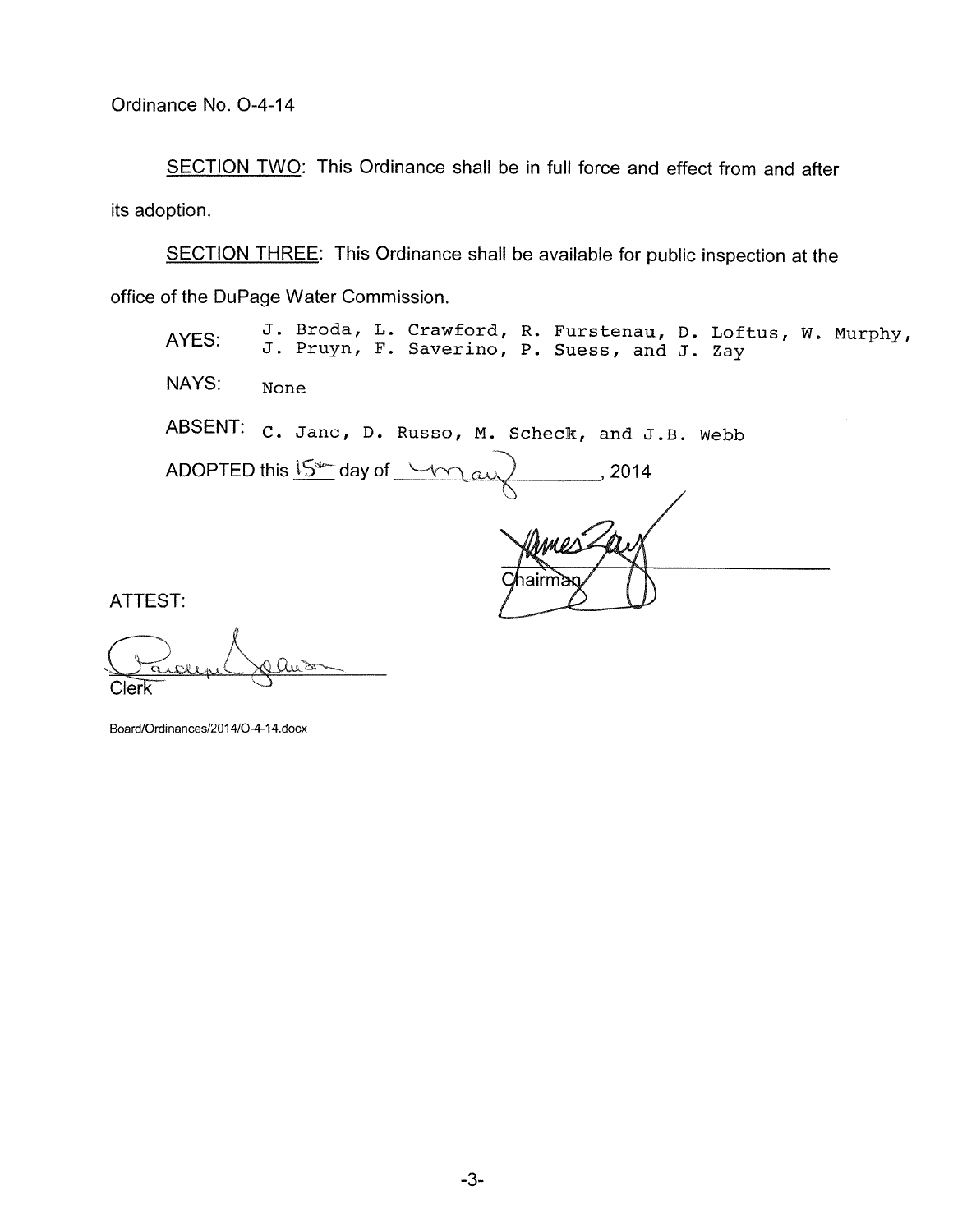Ordinance No. O-4-14

<u>SECTION TWO</u>: This Ordinance shall be in full force and effect from and after its adoption.

<u>SECTION THREE</u>: This Ordinance shall be available for public inspection at the office of the DuPage Water Commission.

AYES: J. Broda, L. Crawford, R. Furstenau, D. Loftus, W. Murphy, J. Pruyn, F. Saverino, P. Suess, and J. Zay

NAYS: None

ABSENT: C. Janc, D. Russo, M. Scheck, and J.B. Webb

ADOPTED this 15th day of May, 2014

Chairman

ATTEST:

Clerk

Board/Ordinances/2014/O-4-14.docx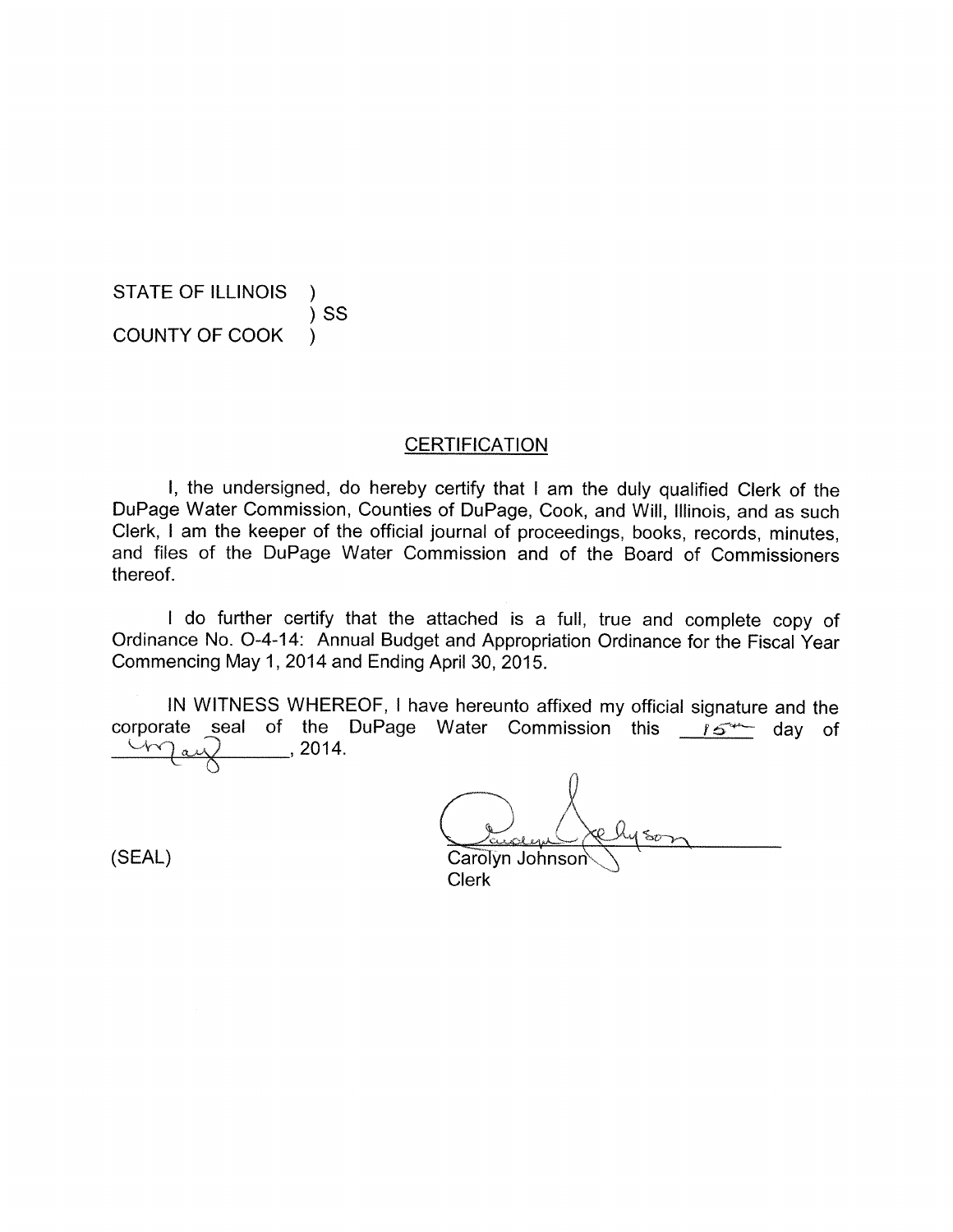STATE OF ILLINOIS )
) SS
COUNTY OF COOK )

## CERTIFICATION

I, the undersigned, do hereby certify that I am the duly qualified Clerk of the DuPage Water Commission, Counties of DuPage, Cook, and Will, Illinois, and as such Clerk, I am the keeper of the official journal of proceedings, books, records, minutes, and files of the DuPage Water Commission and of the Board of Commissioners thereof.

I do further certify that the attached is a full, true and complete copy of Ordinance No. O-4-14: Annual Budget and Appropriation Ordinance for the Fiscal Year Commencing May 1, 2014 and Ending April 30, 2015.

IN WITNESS WHEREOF, I have hereunto affixed my official signature and the corporate seal of the DuPage Water Commission this 15th day of May, 2014.

(SEAL)

Carolyn Johnson
Clerk